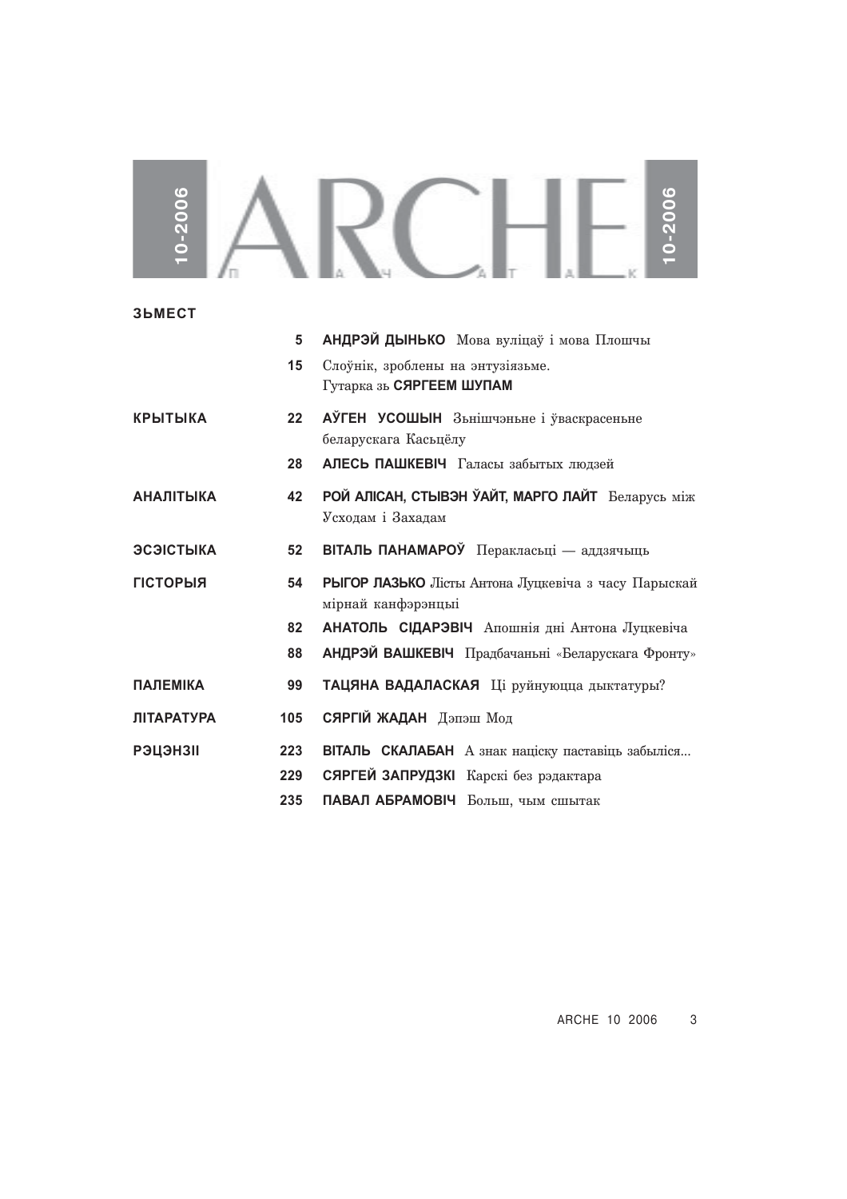# ARCHE

10-2006

ПАЧАТАК

## ЗЬМЕСТ

| | | |
|---|---|---|
| | 5 | **АНДРЭЙ ДЫНЬКО** Мова вуліцаў і мова Плошчы |
| | 15 | Слоўнік, зроблены на энтузіязьме. Гутарка зь **СЯРГЕЕМ ШУПАМ** |
| **КРЫТЫКА** | 22 | **АЎГЕН УСОШЫН** Зьнішчэньне і ўваскрасеньне беларускага Касьцёлу |
| | 28 | **АЛЕСЬ ПАШКЕВІЧ** Галасы забытых людзей |
| **АНАЛІТЫКА** | 42 | **РОЙ АЛІСАН, СТЫВЭН ЎАЙТ, МАРГО ЛАЙТ** Беларусь між Усходам і Захадам |
| **ЭСЭІСТЫКА** | 52 | **ВІТАЛЬ ПАНАМАРОЎ** Перакласьці — аддзячыць |
| **ГІСТОРЫЯ** | 54 | **РЫГОР ЛАЗЬКО** Лісты Антона Луцкевіча з часу Парыскай мірнай канфэрэнцыі |
| | 82 | **АНАТОЛЬ СІДАРЭВІЧ** Апошнія дні Антона Луцкевіча |
| | 88 | **АНДРЭЙ ВАШКЕВІЧ** Прадбачаньні «Беларускага Фронту» |
| **ПАЛЕМІКА** | 99 | **ТАЦЯНА ВАДАЛАСКАЯ** Ці руйнуюцца дыктатуры? |
| **ЛІТАРАТУРА** | 105 | **СЯРГІЙ ЖАДАН** Дэпэш Мод |
| **РЭЦЭНЗІІ** | 223 | **ВІТАЛЬ СКАЛАБАН** А знак націску паставіць забыліся... |
| | 229 | **СЯРГЕЙ ЗАПРУДЗКІ** Карскі без рэдактара |
| | 235 | **ПАВАЛ АБРАМОВІЧ** Больш, чым сшытак |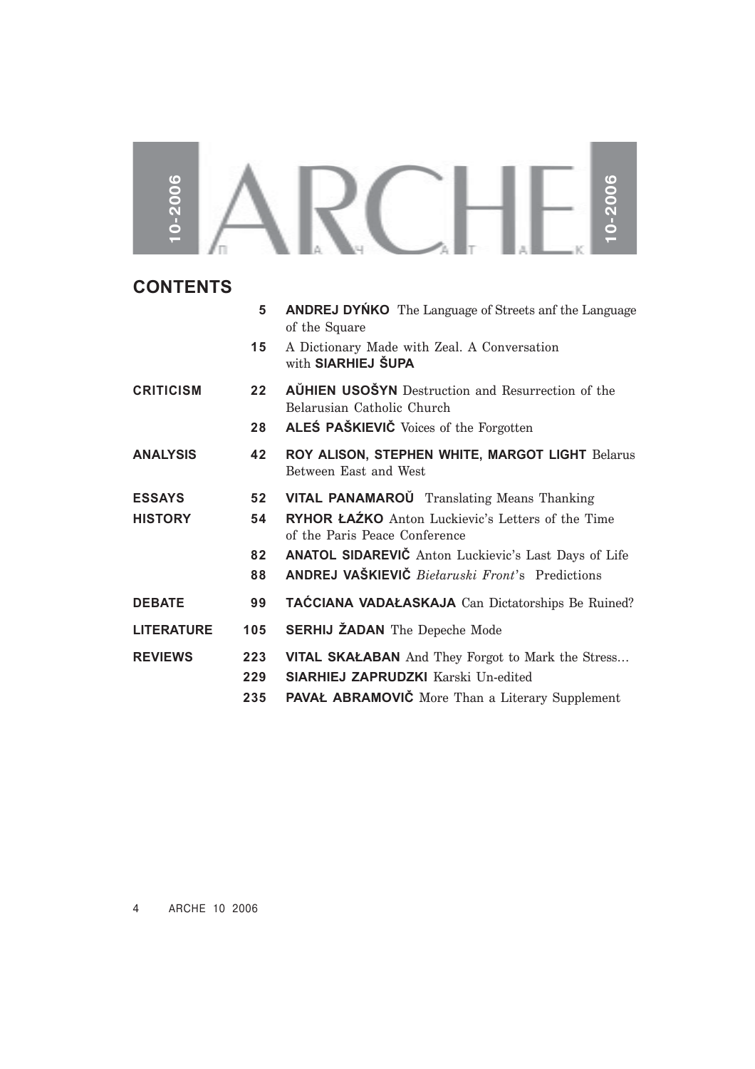# ARCHE

10-2006

## CONTENTS

| | | |
|---|---|---|
| | 5 | **ANDREJ DYŃKO** The Language of Streets anf the Language of the Square |
| | 15 | A Dictionary Made with Zeal. A Conversation with **SIARHIEJ ŠUPA** |
| **CRITICISM** | 22 | **AŬHIEN USOŠYN** Destruction and Resurrection of the Belarusian Catholic Church |
| | 28 | **ALEŚ PAŠKIEVIČ** Voices of the Forgotten |
| **ANALYSIS** | 42 | **ROY ALISON, STEPHEN WHITE, MARGOT LIGHT** Belarus Between East and West |
| **ESSAYS** | 52 | **VITAL PANAMAROŬ** Translating Means Thanking |
| **HISTORY** | 54 | **RYHOR ŁAŹKO** Anton Luckievic's Letters of the Time of the Paris Peace Conference |
| | 82 | **ANATOL SIDAREVIČ** Anton Luckievic's Last Days of Life |
| | 88 | **ANDREJ VAŠKIEVIČ** *Biełaruski Front*'s Predictions |
| **DEBATE** | 99 | **TAĆCIANA VADAŁASKAJA** Can Dictatorships Be Ruined? |
| **LITERATURE** | 105 | **SERHIJ ŽADAN** The Depeche Mode |
| **REVIEWS** | 223 | **VITAL SKAŁABAN** And They Forgot to Mark the Stress… |
| | 229 | **SIARHIEJ ZAPRUDZKI** Karski Un-edited |
| | 235 | **PAVAŁ ABRAMOVIČ** More Than a Literary Supplement |